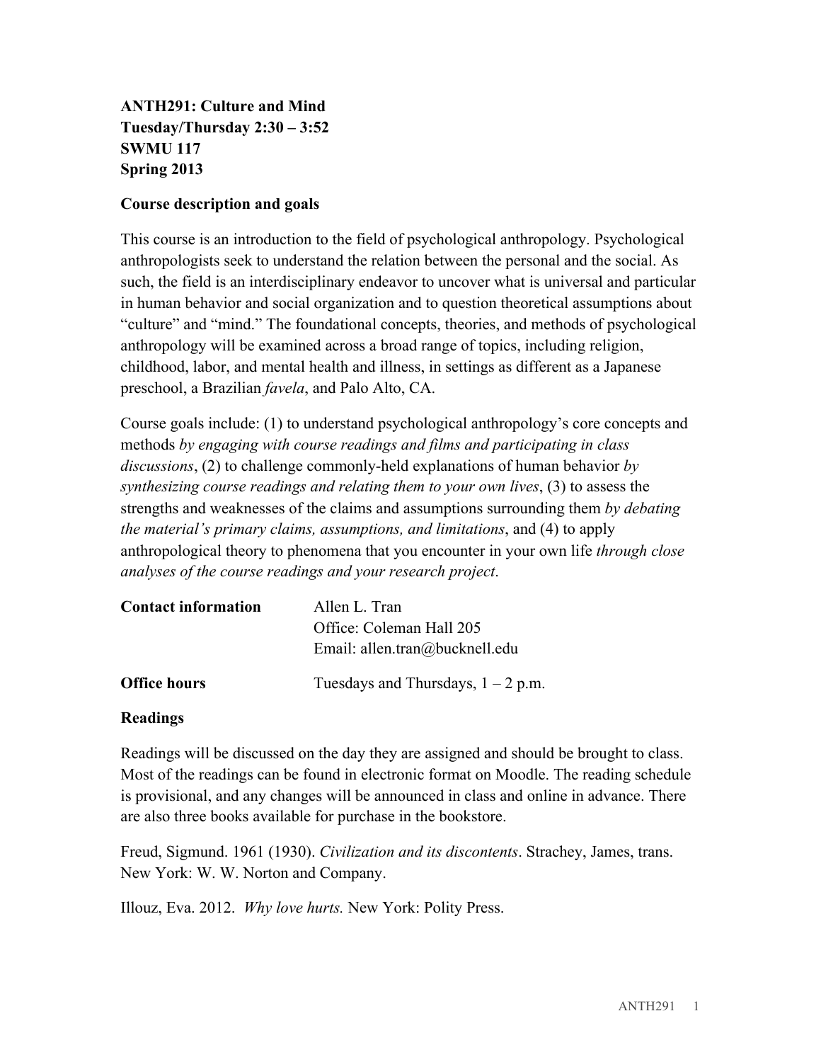**ANTH291: Culture and Mind**
**Tuesday/Thursday 2:30 – 3:52**
**SWMU 117**
**Spring 2013**

## Course description and goals

This course is an introduction to the field of psychological anthropology. Psychological anthropologists seek to understand the relation between the personal and the social. As such, the field is an interdisciplinary endeavor to uncover what is universal and particular in human behavior and social organization and to question theoretical assumptions about "culture" and "mind." The foundational concepts, theories, and methods of psychological anthropology will be examined across a broad range of topics, including religion, childhood, labor, and mental health and illness, in settings as different as a Japanese preschool, a Brazilian *favela*, and Palo Alto, CA.

Course goals include: (1) to understand psychological anthropology's core concepts and methods *by engaging with course readings and films and participating in class discussions*, (2) to challenge commonly-held explanations of human behavior *by synthesizing course readings and relating them to your own lives*, (3) to assess the strengths and weaknesses of the claims and assumptions surrounding them *by debating the material's primary claims, assumptions, and limitations*, and (4) to apply anthropological theory to phenomena that you encounter in your own life *through close analyses of the course readings and your research project*.

**Contact information**

Allen L. Tran
Office: Coleman Hall 205
Email: allen.tran@bucknell.edu

**Office hours**

Tuesdays and Thursdays, 1 – 2 p.m.

## Readings

Readings will be discussed on the day they are assigned and should be brought to class. Most of the readings can be found in electronic format on Moodle. The reading schedule is provisional, and any changes will be announced in class and online in advance. There are also three books available for purchase in the bookstore.

Freud, Sigmund. 1961 (1930). *Civilization and its discontents*. Strachey, James, trans. New York: W. W. Norton and Company.

Illouz, Eva. 2012. *Why love hurts.* New York: Polity Press.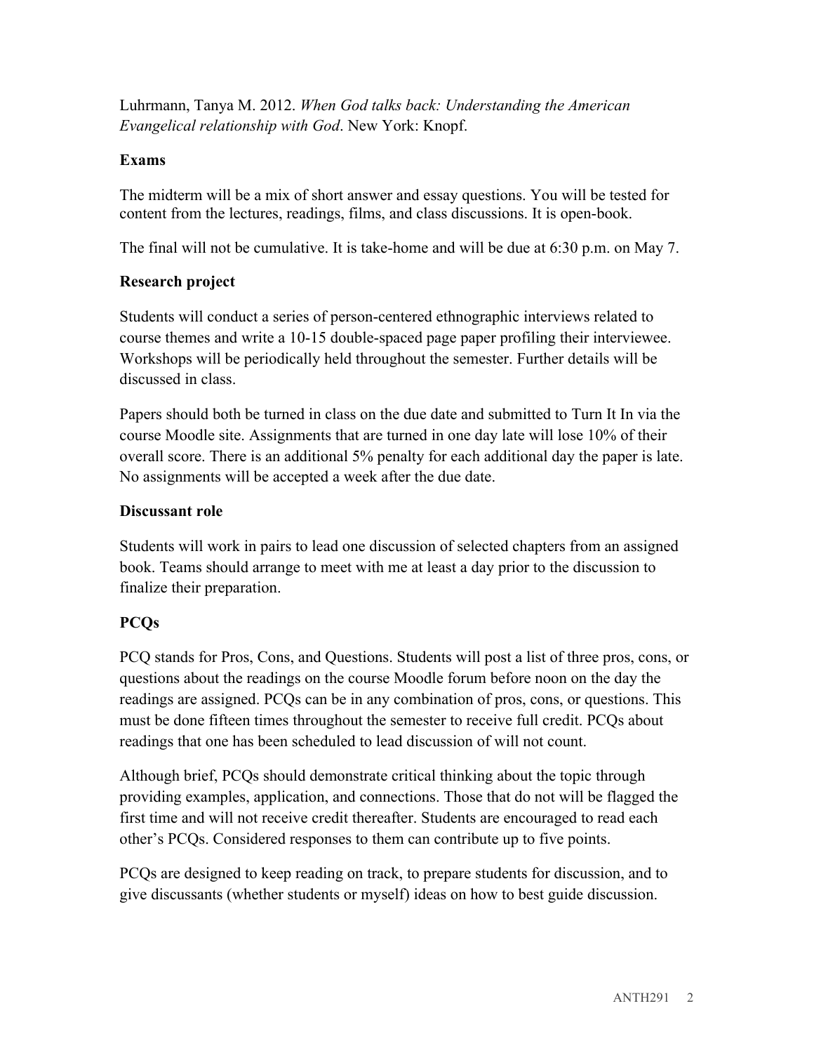Luhrmann, Tanya M. 2012. *When God talks back: Understanding the American Evangelical relationship with God*. New York: Knopf.

### Exams

The midterm will be a mix of short answer and essay questions. You will be tested for content from the lectures, readings, films, and class discussions. It is open-book.

The final will not be cumulative. It is take-home and will be due at 6:30 p.m. on May 7.

### Research project

Students will conduct a series of person-centered ethnographic interviews related to course themes and write a 10-15 double-spaced page paper profiling their interviewee. Workshops will be periodically held throughout the semester. Further details will be discussed in class.

Papers should both be turned in class on the due date and submitted to Turn It In via the course Moodle site. Assignments that are turned in one day late will lose 10% of their overall score. There is an additional 5% penalty for each additional day the paper is late. No assignments will be accepted a week after the due date.

### Discussant role

Students will work in pairs to lead one discussion of selected chapters from an assigned book. Teams should arrange to meet with me at least a day prior to the discussion to finalize their preparation.

### PCQs

PCQ stands for Pros, Cons, and Questions. Students will post a list of three pros, cons, or questions about the readings on the course Moodle forum before noon on the day the readings are assigned. PCQs can be in any combination of pros, cons, or questions. This must be done fifteen times throughout the semester to receive full credit. PCQs about readings that one has been scheduled to lead discussion of will not count.

Although brief, PCQs should demonstrate critical thinking about the topic through providing examples, application, and connections. Those that do not will be flagged the first time and will not receive credit thereafter. Students are encouraged to read each other's PCQs. Considered responses to them can contribute up to five points.

PCQs are designed to keep reading on track, to prepare students for discussion, and to give discussants (whether students or myself) ideas on how to best guide discussion.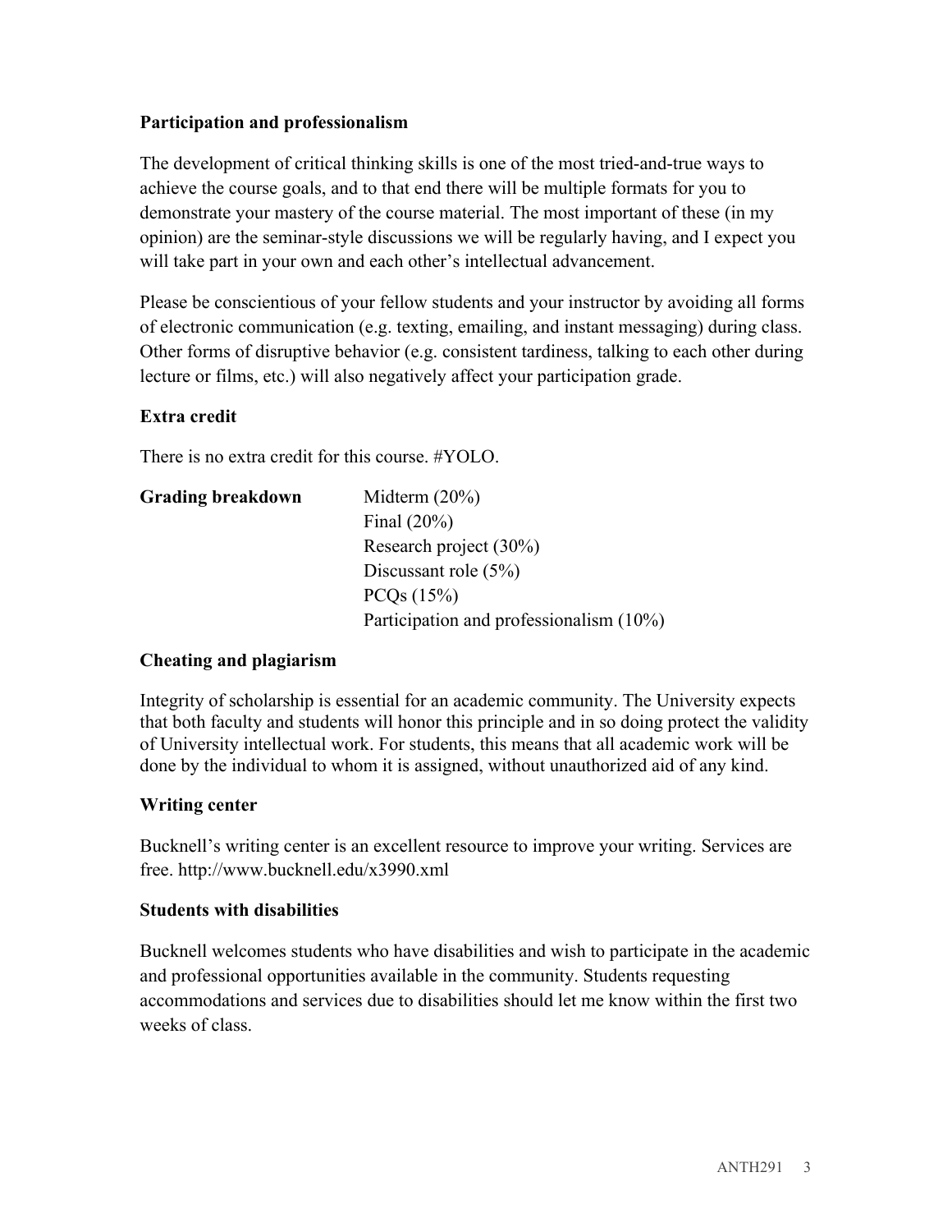**Participation and professionalism**

The development of critical thinking skills is one of the most tried-and-true ways to achieve the course goals, and to that end there will be multiple formats for you to demonstrate your mastery of the course material. The most important of these (in my opinion) are the seminar-style discussions we will be regularly having, and I expect you will take part in your own and each other's intellectual advancement.

Please be conscientious of your fellow students and your instructor by avoiding all forms of electronic communication (e.g. texting, emailing, and instant messaging) during class. Other forms of disruptive behavior (e.g. consistent tardiness, talking to each other during lecture or films, etc.) will also negatively affect your participation grade.

**Extra credit**

There is no extra credit for this course. #YOLO.

**Grading breakdown**

- Midterm (20%)
- Final (20%)
- Research project (30%)
- Discussant role (5%)
- PCQs (15%)
- Participation and professionalism (10%)

**Cheating and plagiarism**

Integrity of scholarship is essential for an academic community. The University expects that both faculty and students will honor this principle and in so doing protect the validity of University intellectual work. For students, this means that all academic work will be done by the individual to whom it is assigned, without unauthorized aid of any kind.

**Writing center**

Bucknell's writing center is an excellent resource to improve your writing. Services are free. http://www.bucknell.edu/x3990.xml

**Students with disabilities**

Bucknell welcomes students who have disabilities and wish to participate in the academic and professional opportunities available in the community. Students requesting accommodations and services due to disabilities should let me know within the first two weeks of class.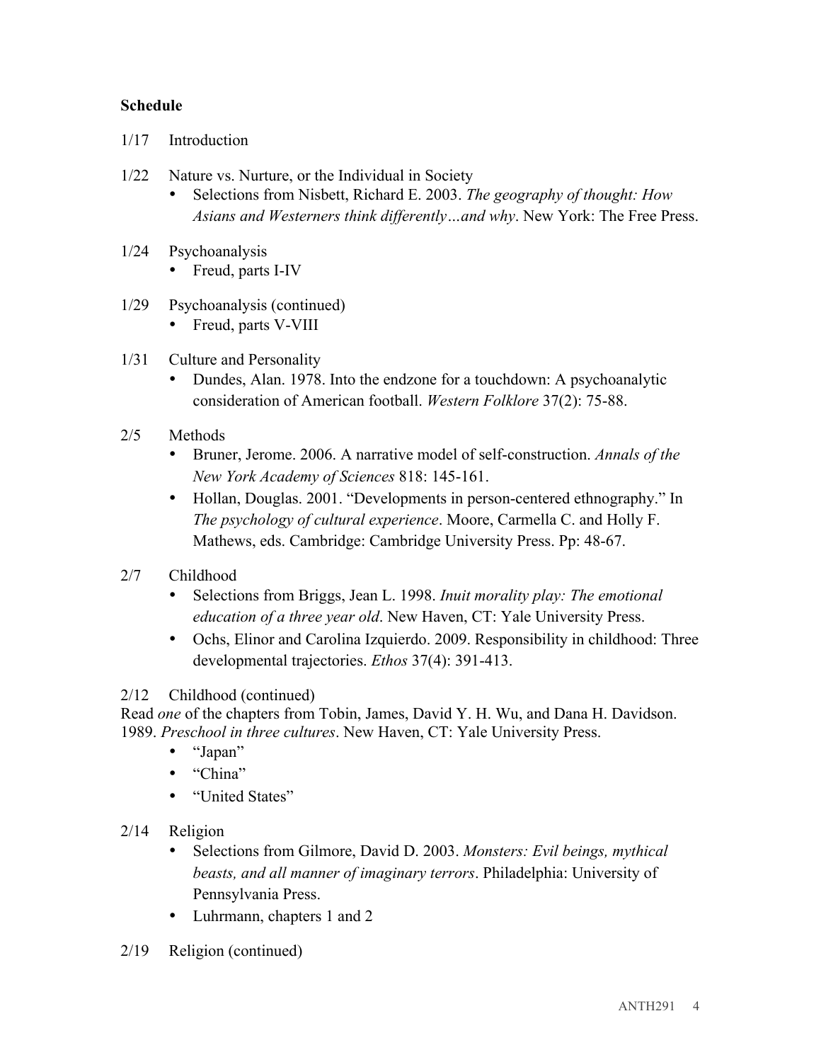**Schedule**

1/17 Introduction

1/22 Nature vs. Nurture, or the Individual in Society

- Selections from Nisbett, Richard E. 2003. *The geography of thought: How Asians and Westerners think differently…and why*. New York: The Free Press.

1/24 Psychoanalysis

- Freud, parts I-IV

1/29 Psychoanalysis (continued)

- Freud, parts V-VIII

1/31 Culture and Personality

- Dundes, Alan. 1978. Into the endzone for a touchdown: A psychoanalytic consideration of American football. *Western Folklore* 37(2): 75-88.

2/5 Methods

- Bruner, Jerome. 2006. A narrative model of self-construction. *Annals of the New York Academy of Sciences* 818: 145-161.
- Hollan, Douglas. 2001. "Developments in person-centered ethnography." In *The psychology of cultural experience*. Moore, Carmella C. and Holly F. Mathews, eds. Cambridge: Cambridge University Press. Pp: 48-67.

2/7 Childhood

- Selections from Briggs, Jean L. 1998. *Inuit morality play: The emotional education of a three year old*. New Haven, CT: Yale University Press.
- Ochs, Elinor and Carolina Izquierdo. 2009. Responsibility in childhood: Three developmental trajectories. *Ethos* 37(4): 391-413.

2/12 Childhood (continued)

Read *one* of the chapters from Tobin, James, David Y. H. Wu, and Dana H. Davidson. 1989. *Preschool in three cultures*. New Haven, CT: Yale University Press.

- "Japan"
- "China"
- "United States"

2/14 Religion

- Selections from Gilmore, David D. 2003. *Monsters: Evil beings, mythical beasts, and all manner of imaginary terrors*. Philadelphia: University of Pennsylvania Press.
- Luhrmann, chapters 1 and 2

2/19 Religion (continued)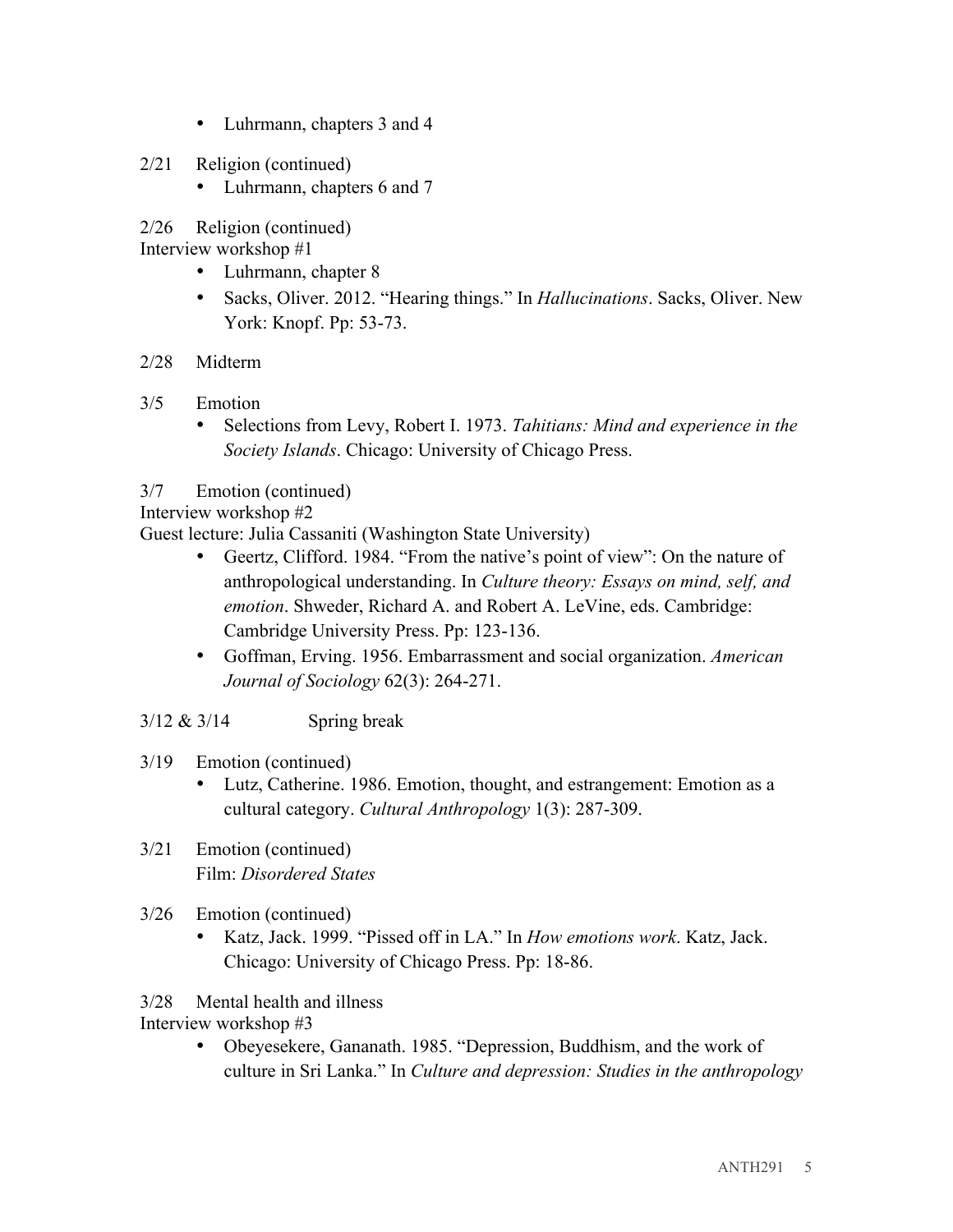- Luhrmann, chapters 3 and 4

2/21 Religion (continued)

- Luhrmann, chapters 6 and 7

2/26 Religion (continued)
Interview workshop #1

- Luhrmann, chapter 8
- Sacks, Oliver. 2012. "Hearing things." In *Hallucinations*. Sacks, Oliver. New York: Knopf. Pp: 53-73.

2/28 Midterm

3/5 Emotion

- Selections from Levy, Robert I. 1973. *Tahitians: Mind and experience in the Society Islands*. Chicago: University of Chicago Press.

3/7 Emotion (continued)
Interview workshop #2
Guest lecture: Julia Cassaniti (Washington State University)

- Geertz, Clifford. 1984. "From the native's point of view": On the nature of anthropological understanding. In *Culture theory: Essays on mind, self, and emotion*. Shweder, Richard A. and Robert A. LeVine, eds. Cambridge: Cambridge University Press. Pp: 123-136.
- Goffman, Erving. 1956. Embarrassment and social organization. *American Journal of Sociology* 62(3): 264-271.

3/12 & 3/14 Spring break

3/19 Emotion (continued)

- Lutz, Catherine. 1986. Emotion, thought, and estrangement: Emotion as a cultural category. *Cultural Anthropology* 1(3): 287-309.

3/21 Emotion (continued)
Film: *Disordered States*

3/26 Emotion (continued)

- Katz, Jack. 1999. "Pissed off in LA." In *How emotions work*. Katz, Jack. Chicago: University of Chicago Press. Pp: 18-86.

3/28 Mental health and illness
Interview workshop #3

- Obeyesekere, Gananath. 1985. "Depression, Buddhism, and the work of culture in Sri Lanka." In *Culture and depression: Studies in the anthropology*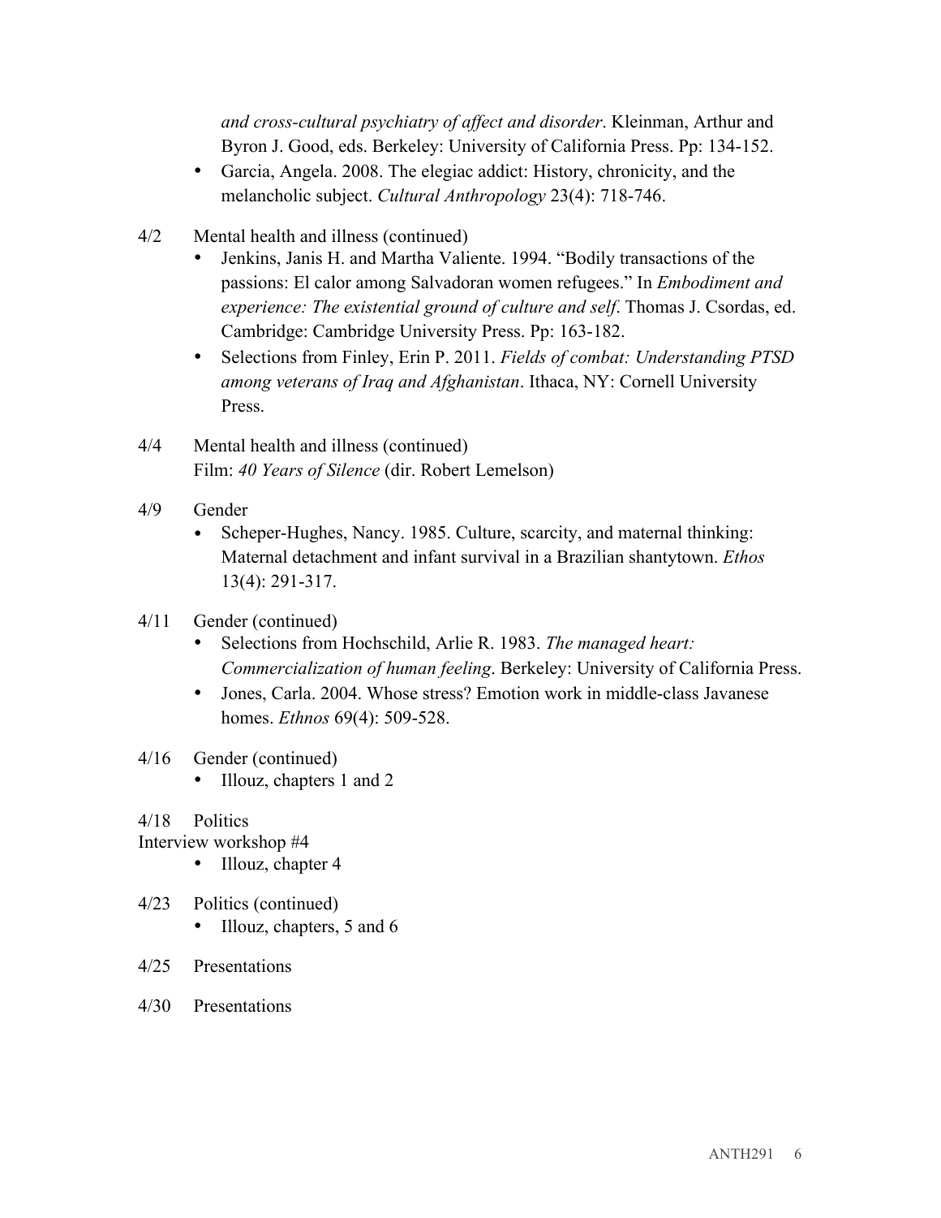*and cross-cultural psychiatry of affect and disorder*. Kleinman, Arthur and Byron J. Good, eds. Berkeley: University of California Press. Pp: 134-152.

- Garcia, Angela. 2008. The elegiac addict: History, chronicity, and the melancholic subject. *Cultural Anthropology* 23(4): 718-746.

4/2 Mental health and illness (continued)

- Jenkins, Janis H. and Martha Valiente. 1994. "Bodily transactions of the passions: El calor among Salvadoran women refugees." In *Embodiment and experience: The existential ground of culture and self*. Thomas J. Csordas, ed. Cambridge: Cambridge University Press. Pp: 163-182.
- Selections from Finley, Erin P. 2011. *Fields of combat: Understanding PTSD among veterans of Iraq and Afghanistan*. Ithaca, NY: Cornell University Press.

4/4 Mental health and illness (continued)
Film: *40 Years of Silence* (dir. Robert Lemelson)

4/9 Gender

- Scheper-Hughes, Nancy. 1985. Culture, scarcity, and maternal thinking: Maternal detachment and infant survival in a Brazilian shantytown. *Ethos* 13(4): 291-317.

4/11 Gender (continued)

- Selections from Hochschild, Arlie R. 1983. *The managed heart: Commercialization of human feeling*. Berkeley: University of California Press.
- Jones, Carla. 2004. Whose stress? Emotion work in middle-class Javanese homes. *Ethnos* 69(4): 509-528.

4/16 Gender (continued)

- Illouz, chapters 1 and 2

4/18 Politics
Interview workshop #4

- Illouz, chapter 4

4/23 Politics (continued)

- Illouz, chapters, 5 and 6

4/25 Presentations

4/30 Presentations